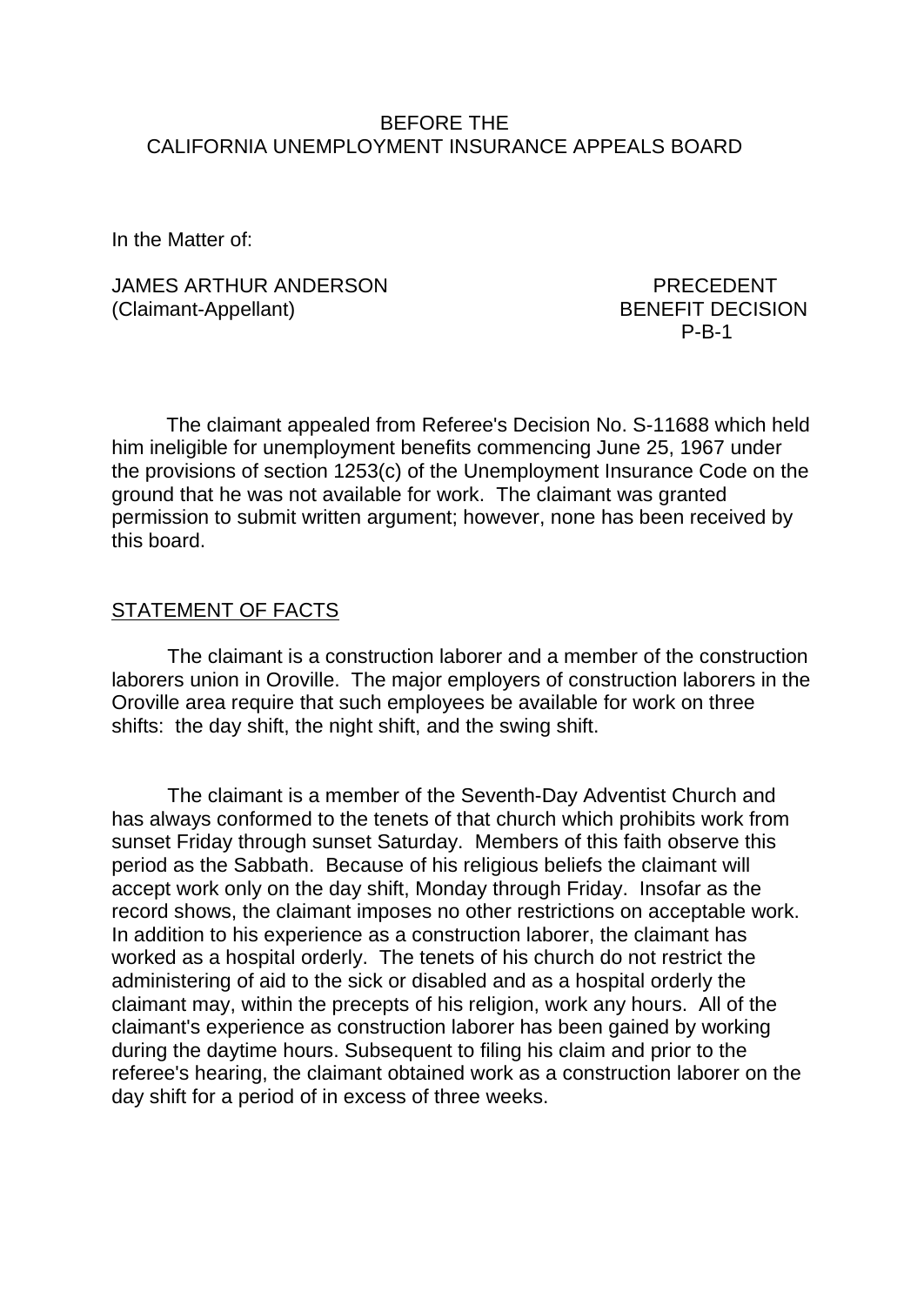BEFORE THE
CALIFORNIA UNEMPLOYMENT INSURANCE APPEALS BOARD

In the Matter of:

JAMES ARTHUR ANDERSON (Claimant-Appellant)

PRECEDENT BENEFIT DECISION P-B-1

The claimant appealed from Referee's Decision No. S-11688 which held him ineligible for unemployment benefits commencing June 25, 1967 under the provisions of section 1253(c) of the Unemployment Insurance Code on the ground that he was not available for work. The claimant was granted permission to submit written argument; however, none has been received by this board.

## STATEMENT OF FACTS

The claimant is a construction laborer and a member of the construction laborers union in Oroville. The major employers of construction laborers in the Oroville area require that such employees be available for work on three shifts: the day shift, the night shift, and the swing shift.

The claimant is a member of the Seventh-Day Adventist Church and has always conformed to the tenets of that church which prohibits work from sunset Friday through sunset Saturday. Members of this faith observe this period as the Sabbath. Because of his religious beliefs the claimant will accept work only on the day shift, Monday through Friday. Insofar as the record shows, the claimant imposes no other restrictions on acceptable work. In addition to his experience as a construction laborer, the claimant has worked as a hospital orderly. The tenets of his church do not restrict the administering of aid to the sick or disabled and as a hospital orderly the claimant may, within the precepts of his religion, work any hours. All of the claimant's experience as construction laborer has been gained by working during the daytime hours. Subsequent to filing his claim and prior to the referee's hearing, the claimant obtained work as a construction laborer on the day shift for a period of in excess of three weeks.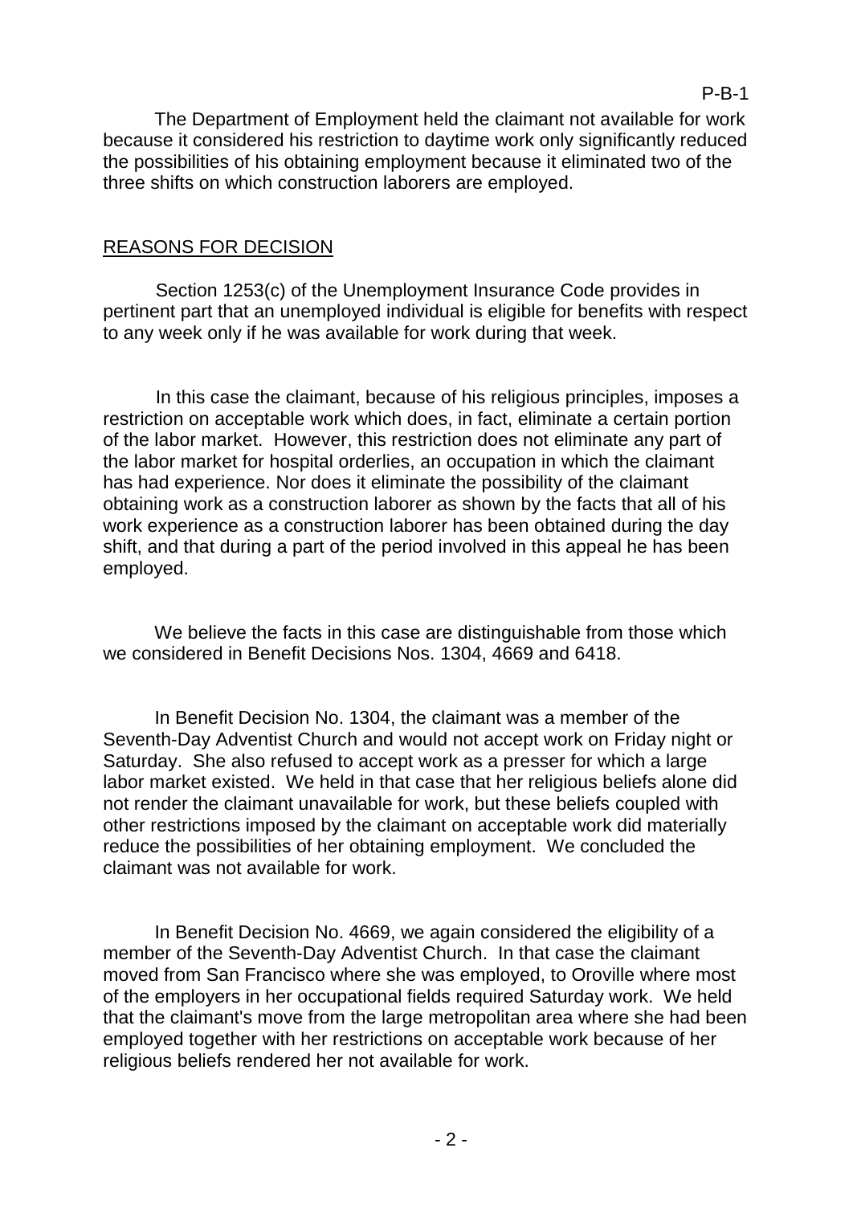The Department of Employment held the claimant not available for work because it considered his restriction to daytime work only significantly reduced the possibilities of his obtaining employment because it eliminated two of the three shifts on which construction laborers are employed.

## REASONS FOR DECISION

Section 1253(c) of the Unemployment Insurance Code provides in pertinent part that an unemployed individual is eligible for benefits with respect to any week only if he was available for work during that week.

In this case the claimant, because of his religious principles, imposes a restriction on acceptable work which does, in fact, eliminate a certain portion of the labor market. However, this restriction does not eliminate any part of the labor market for hospital orderlies, an occupation in which the claimant has had experience. Nor does it eliminate the possibility of the claimant obtaining work as a construction laborer as shown by the facts that all of his work experience as a construction laborer has been obtained during the day shift, and that during a part of the period involved in this appeal he has been employed.

We believe the facts in this case are distinguishable from those which we considered in Benefit Decisions Nos. 1304, 4669 and 6418.

In Benefit Decision No. 1304, the claimant was a member of the Seventh-Day Adventist Church and would not accept work on Friday night or Saturday. She also refused to accept work as a presser for which a large labor market existed. We held in that case that her religious beliefs alone did not render the claimant unavailable for work, but these beliefs coupled with other restrictions imposed by the claimant on acceptable work did materially reduce the possibilities of her obtaining employment. We concluded the claimant was not available for work.

In Benefit Decision No. 4669, we again considered the eligibility of a member of the Seventh-Day Adventist Church. In that case the claimant moved from San Francisco where she was employed, to Oroville where most of the employers in her occupational fields required Saturday work. We held that the claimant's move from the large metropolitan area where she had been employed together with her restrictions on acceptable work because of her religious beliefs rendered her not available for work.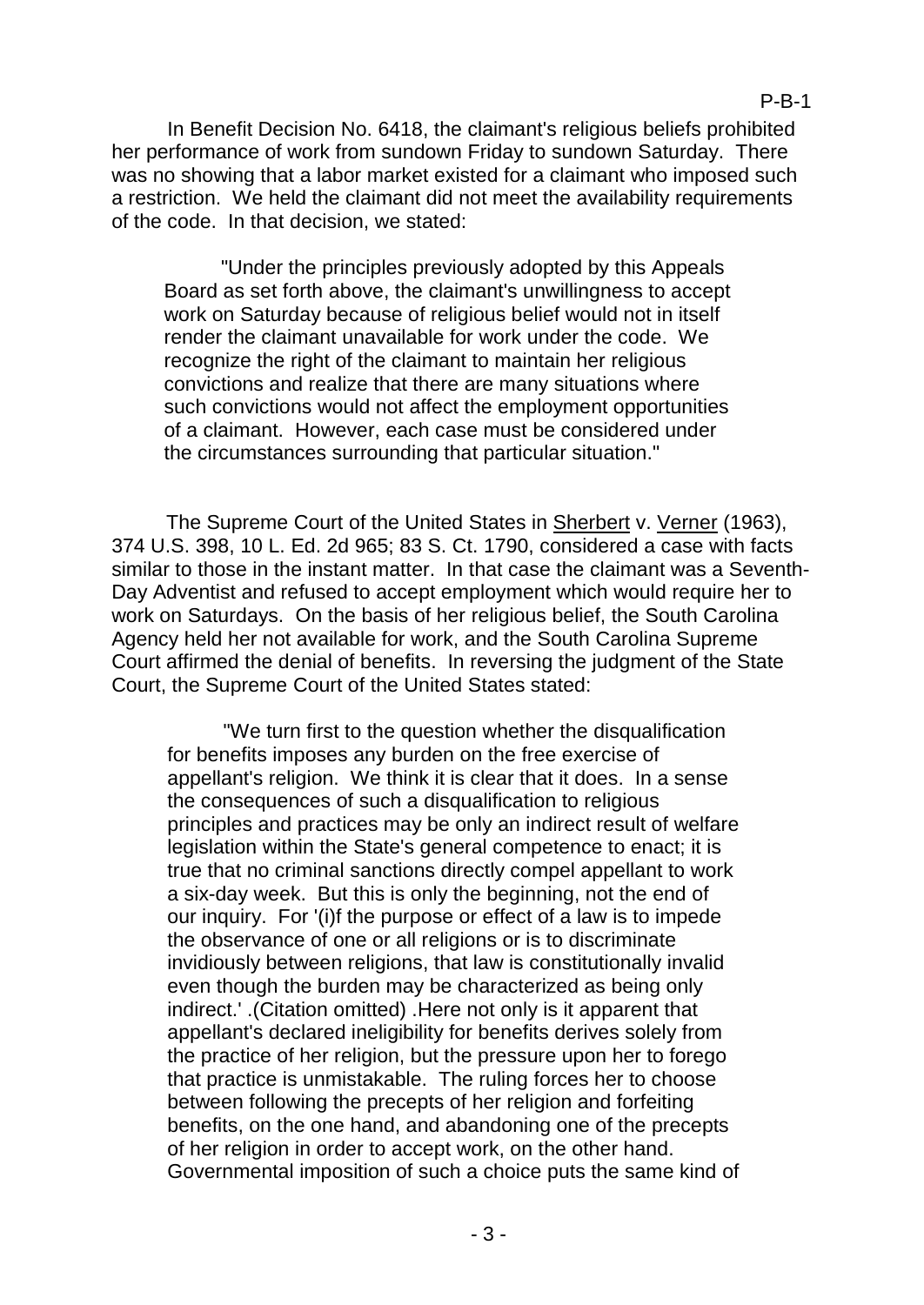In Benefit Decision No. 6418, the claimant's religious beliefs prohibited her performance of work from sundown Friday to sundown Saturday. There was no showing that a labor market existed for a claimant who imposed such a restriction. We held the claimant did not meet the availability requirements of the code. In that decision, we stated:

> "Under the principles previously adopted by this Appeals Board as set forth above, the claimant's unwillingness to accept work on Saturday because of religious belief would not in itself render the claimant unavailable for work under the code. We recognize the right of the claimant to maintain her religious convictions and realize that there are many situations where such convictions would not affect the employment opportunities of a claimant. However, each case must be considered under the circumstances surrounding that particular situation."

The Supreme Court of the United States in Sherbert v. Verner (1963), 374 U.S. 398, 10 L. Ed. 2d 965; 83 S. Ct. 1790, considered a case with facts similar to those in the instant matter. In that case the claimant was a Seventh-Day Adventist and refused to accept employment which would require her to work on Saturdays. On the basis of her religious belief, the South Carolina Agency held her not available for work, and the South Carolina Supreme Court affirmed the denial of benefits. In reversing the judgment of the State Court, the Supreme Court of the United States stated:

> "We turn first to the question whether the disqualification for benefits imposes any burden on the free exercise of appellant's religion. We think it is clear that it does. In a sense the consequences of such a disqualification to religious principles and practices may be only an indirect result of welfare legislation within the State's general competence to enact; it is true that no criminal sanctions directly compel appellant to work a six-day week. But this is only the beginning, not the end of our inquiry. For '(i)f the purpose or effect of a law is to impede the observance of one or all religions or is to discriminate invidiously between religions, that law is constitutionally invalid even though the burden may be characterized as being only indirect.' .(Citation omitted) .Here not only is it apparent that appellant's declared ineligibility for benefits derives solely from the practice of her religion, but the pressure upon her to forego that practice is unmistakable. The ruling forces her to choose between following the precepts of her religion and forfeiting benefits, on the one hand, and abandoning one of the precepts of her religion in order to accept work, on the other hand. Governmental imposition of such a choice puts the same kind of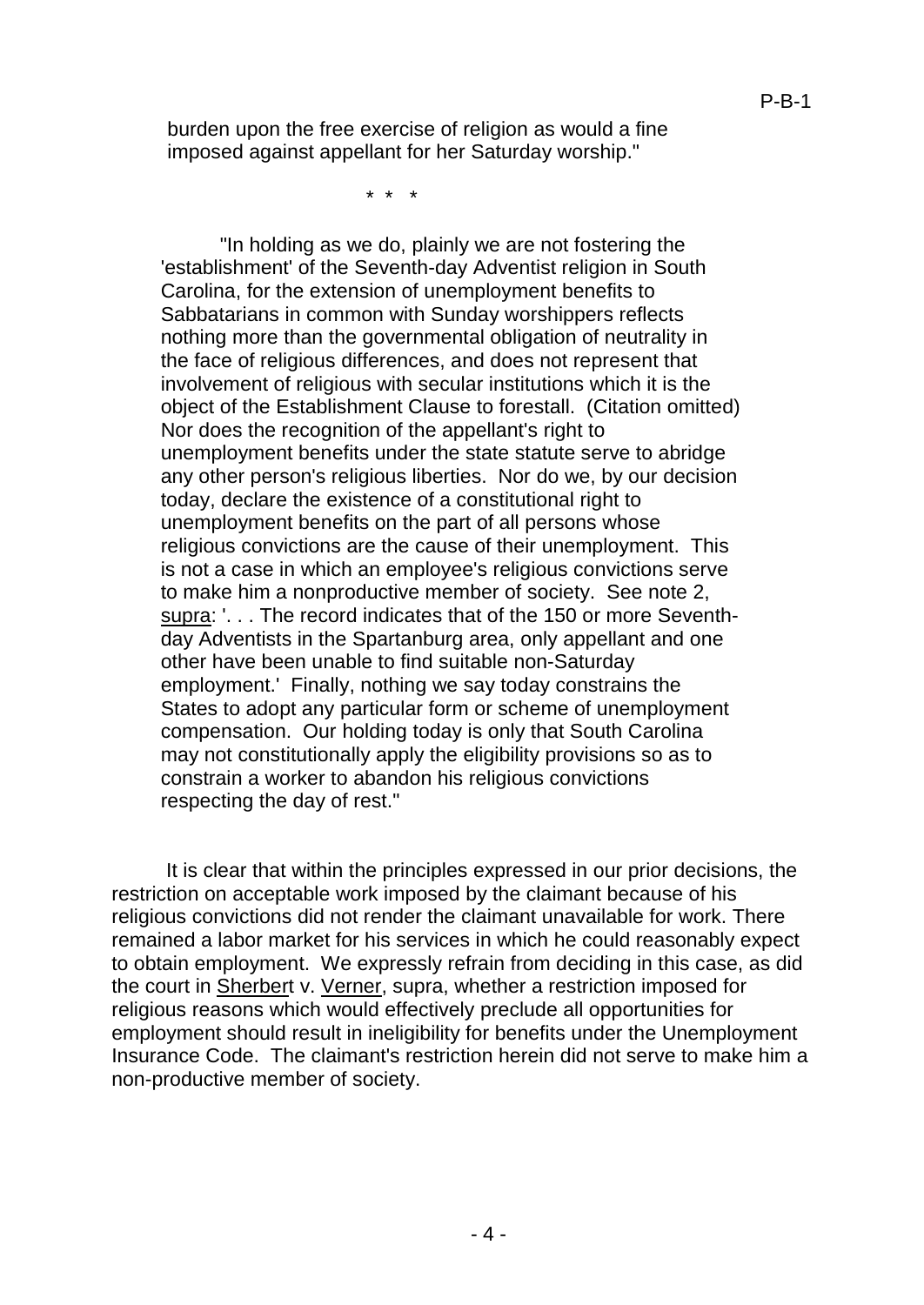burden upon the free exercise of religion as would a fine imposed against appellant for her Saturday worship."

\* \* \*

"In holding as we do, plainly we are not fostering the 'establishment' of the Seventh-day Adventist religion in South Carolina, for the extension of unemployment benefits to Sabbatarians in common with Sunday worshippers reflects nothing more than the governmental obligation of neutrality in the face of religious differences, and does not represent that involvement of religious with secular institutions which it is the object of the Establishment Clause to forestall. (Citation omitted) Nor does the recognition of the appellant's right to unemployment benefits under the state statute serve to abridge any other person's religious liberties. Nor do we, by our decision today, declare the existence of a constitutional right to unemployment benefits on the part of all persons whose religious convictions are the cause of their unemployment. This is not a case in which an employee's religious convictions serve to make him a nonproductive member of society. See note 2, supra: '. . . The record indicates that of the 150 or more Seventh-day Adventists in the Spartanburg area, only appellant and one other have been unable to find suitable non-Saturday employment.' Finally, nothing we say today constrains the States to adopt any particular form or scheme of unemployment compensation. Our holding today is only that South Carolina may not constitutionally apply the eligibility provisions so as to constrain a worker to abandon his religious convictions respecting the day of rest."

It is clear that within the principles expressed in our prior decisions, the restriction on acceptable work imposed by the claimant because of his religious convictions did not render the claimant unavailable for work. There remained a labor market for his services in which he could reasonably expect to obtain employment. We expressly refrain from deciding in this case, as did the court in Sherbert v. Verner, supra, whether a restriction imposed for religious reasons which would effectively preclude all opportunities for employment should result in ineligibility for benefits under the Unemployment Insurance Code. The claimant's restriction herein did not serve to make him a non-productive member of society.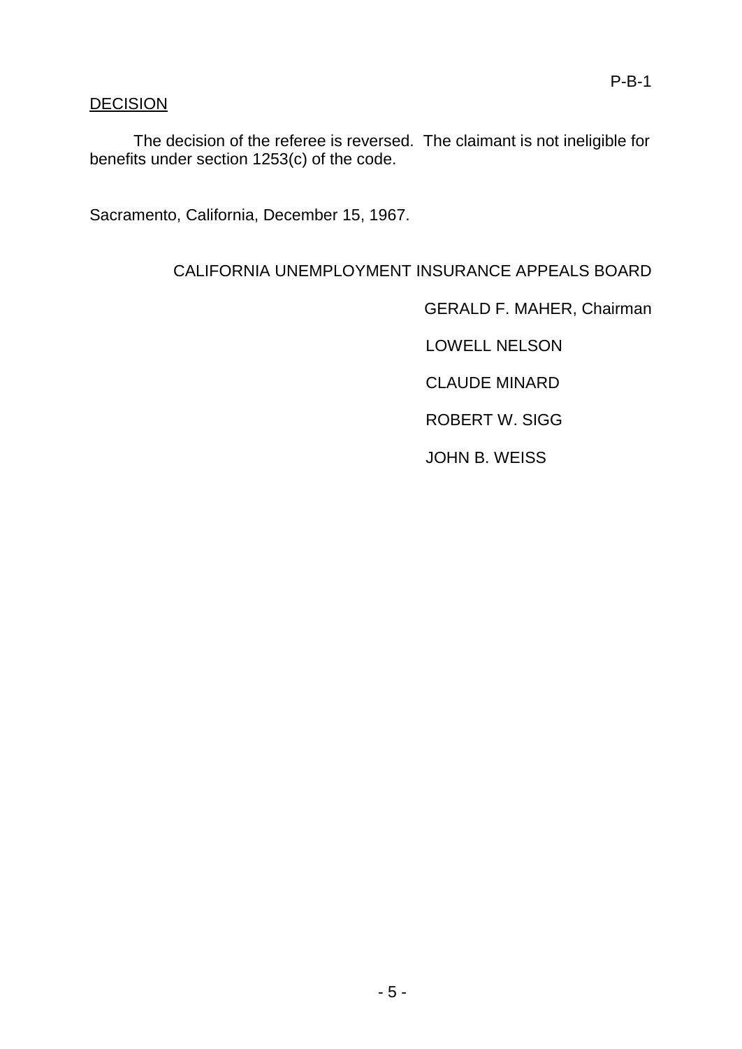## DECISION

The decision of the referee is reversed. The claimant is not ineligible for benefits under section 1253(c) of the code.

Sacramento, California, December 15, 1967.

CALIFORNIA UNEMPLOYMENT INSURANCE APPEALS BOARD

GERALD F. MAHER, Chairman

LOWELL NELSON

CLAUDE MINARD

ROBERT W. SIGG

JOHN B. WEISS